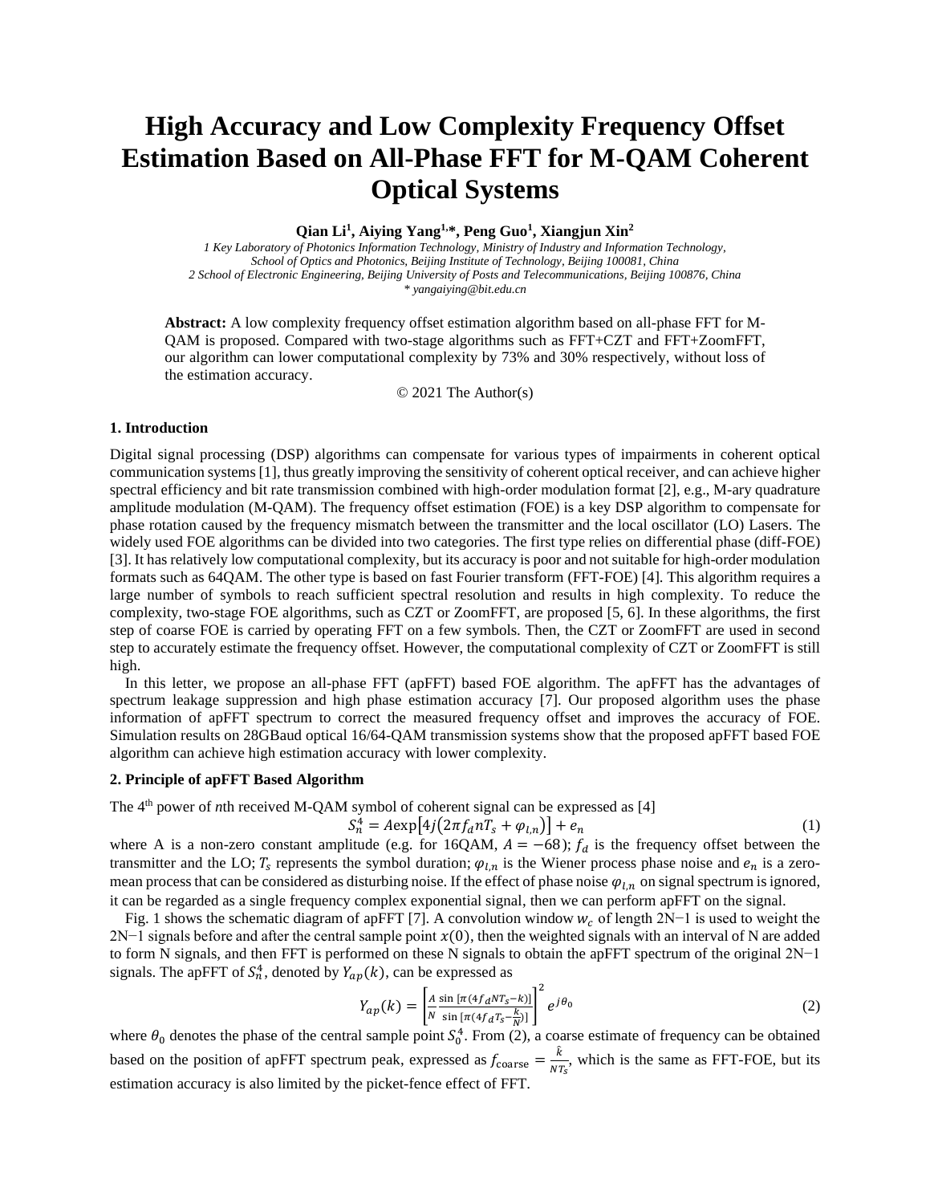# High Accuracy and Low Complexity Frequency Offset Estimation Based on All-Phase FFT for M-QAM Coherent Optical Systems

**Qian Li[1], Aiying Yang[1,*], Peng Guo[1], Xiangjun Xin[2]**

*1 Key Laboratory of Photonics Information Technology, Ministry of Industry and Information Technology, School of Optics and Photonics, Beijing Institute of Technology, Beijing 100081, China*
*2 School of Electronic Engineering, Beijing University of Posts and Telecommunications, Beijing 100876, China*
*\* yangaiying@bit.edu.cn*

**Abstract:** A low complexity frequency offset estimation algorithm based on all-phase FFT for M-QAM is proposed. Compared with two-stage algorithms such as FFT+CZT and FFT+ZoomFFT, our algorithm can lower computational complexity by 73% and 30% respectively, without loss of the estimation accuracy.

© 2021 The Author(s)

## 1. Introduction

Digital signal processing (DSP) algorithms can compensate for various types of impairments in coherent optical communication systems [1], thus greatly improving the sensitivity of coherent optical receiver, and can achieve higher spectral efficiency and bit rate transmission combined with high-order modulation format [2], e.g., M-ary quadrature amplitude modulation (M-QAM). The frequency offset estimation (FOE) is a key DSP algorithm to compensate for phase rotation caused by the frequency mismatch between the transmitter and the local oscillator (LO) Lasers. The widely used FOE algorithms can be divided into two categories. The first type relies on differential phase (diff-FOE) [3]. It has relatively low computational complexity, but its accuracy is poor and not suitable for high-order modulation formats such as 64QAM. The other type is based on fast Fourier transform (FFT-FOE) [4]. This algorithm requires a large number of symbols to reach sufficient spectral resolution and results in high complexity. To reduce the complexity, two-stage FOE algorithms, such as CZT or ZoomFFT, are proposed [5, 6]. In these algorithms, the first step of coarse FOE is carried by operating FFT on a few symbols. Then, the CZT or ZoomFFT are used in second step to accurately estimate the frequency offset. However, the computational complexity of CZT or ZoomFFT is still high.

In this letter, we propose an all-phase FFT (apFFT) based FOE algorithm. The apFFT has the advantages of spectrum leakage suppression and high phase estimation accuracy [7]. Our proposed algorithm uses the phase information of apFFT spectrum to correct the measured frequency offset and improves the accuracy of FOE. Simulation results on 28GBaud optical 16/64-QAM transmission systems show that the proposed apFFT based FOE algorithm can achieve high estimation accuracy with lower complexity.

## 2. Principle of apFFT Based Algorithm

The 4[th] power of *n*th received M-QAM symbol of coherent signal can be expressed as [4]

$$S_n^4 = A\exp\left[4j\left(2\pi f_d nT_s + \varphi_{l,n}\right)\right] + e_n \tag{1}$$

where A is a non-zero constant amplitude (e.g. for 16QAM, $A = -68$); $f_d$ is the frequency offset between the transmitter and the LO; $T_s$ represents the symbol duration; $\varphi_{l,n}$ is the Wiener process phase noise and $e_n$ is a zero-mean process that can be considered as disturbing noise. If the effect of phase noise $\varphi_{l,n}$ on signal spectrum is ignored, it can be regarded as a single frequency complex exponential signal, then we can perform apFFT on the signal.

Fig. 1 shows the schematic diagram of apFFT [7]. A convolution window $w_c$ of length 2N−1 is used to weight the 2N−1 signals before and after the central sample point $x(0)$, then the weighted signals with an interval of N are added to form N signals, and then FFT is performed on these N signals to obtain the apFFT spectrum of the original 2N−1 signals. The apFFT of $S_n^4$, denoted by $Y_{ap}(k)$, can be expressed as

$$Y_{ap}(k) = \left[\frac{A}{N}\frac{\sin\left[\pi(4f_d NT_s - k)\right]}{\sin\left[\pi(4f_d T_s - \frac{k}{N})\right]}\right]^2 e^{j\theta_0} \tag{2}$$

where $\theta_0$ denotes the phase of the central sample point $S_0^4$. From (2), a coarse estimate of frequency can be obtained based on the position of apFFT spectrum peak, expressed as $f_{\text{coarse}} = \frac{\hat{k}}{NT_s}$, which is the same as FFT-FOE, but its estimation accuracy is also limited by the picket-fence effect of FFT.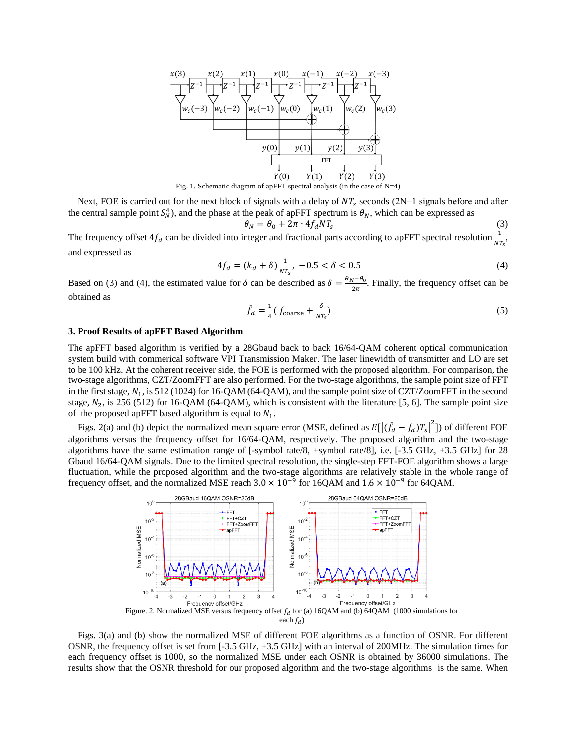Fig. 1. Schematic diagram of apFFT spectral analysis (in the case of N=4)

Next, FOE is carried out for the next block of signals with a delay of $NT_s$ seconds (2N−1 signals before and after the central sample point $S_N^4$), and the phase at the peak of apFFT spectrum is $\theta_N$, which can be expressed as

$$\theta_N = \theta_0 + 2\pi \cdot 4f_d N T_s \tag{3}$$

The frequency offset $4f_d$ can be divided into integer and fractional parts according to apFFT spectral resolution $\frac{1}{NT_s}$, and expressed as

$$4f_d = (k_d + \delta)\frac{1}{NT_s}, \quad -0.5 < \delta < 0.5 \tag{4}$$

Based on (3) and (4), the estimated value for $\delta$ can be described as $\delta = \frac{\theta_N - \theta_0}{2\pi}$. Finally, the frequency offset can be obtained as

$$\hat{f}_d = \frac{1}{4}\left(f_{\text{coarse}} + \frac{\delta}{NT_s}\right) \tag{5}$$

### 3. Proof Results of apFFT Based Algorithm

The apFFT based algorithm is verified by a 28Gbaud back to back 16/64-QAM coherent optical communication system build with commerical software VPI Transmission Maker. The laser linewidth of transmitter and LO are set to be 100 kHz. At the coherent receiver side, the FOE is performed with the proposed algorithm. For comparison, the two-stage algorithms, CZT/ZoomFFT are also performed. For the two-stage algorithms, the sample point size of FFT in the first stage, $N_1$, is 512 (1024) for 16-QAM (64-QAM), and the sample point size of CZT/ZoomFFT in the second stage, $N_2$, is 256 (512) for 16-QAM (64-QAM), which is consistent with the literature [5, 6]. The sample point size of the proposed apFFT based algorithm is equal to $N_1$.

Figs. 2(a) and (b) depict the normalized mean square error (MSE, defined as $E[|(\hat{f}_d - f_d)T_s|^2]$) of different FOE algorithms versus the frequency offset for 16/64-QAM, respectively. The proposed algorithm and the two-stage algorithms have the same estimation range of [-symbol rate/8, +symbol rate/8], i.e. [-3.5 GHz, +3.5 GHz] for 28 Gbaud 16/64-QAM signals. Due to the limited spectral resolution, the single-step FFT-FOE algorithm shows a large fluctuation, while the proposed algorithm and the two-stage algorithms are relatively stable in the whole range of frequency offset, and the normalized MSE reach $3.0 \times 10^{-9}$ for 16QAM and $1.6 \times 10^{-9}$ for 64QAM.

Figure. 2. Normalized MSE versus frequency offset $f_d$ for (a) 16QAM and (b) 64QAM (1000 simulations for each $f_d$)

Figs. 3(a) and (b) show the normalized MSE of different FOE algorithms as a function of OSNR. For different OSNR, the frequency offset is set from [-3.5 GHz, +3.5 GHz] with an interval of 200MHz. The simulation times for each frequency offset is 1000, so the normalized MSE under each OSNR is obtained by 36000 simulations. The results show that the OSNR threshold for our proposed algorithm and the two-stage algorithms is the same. When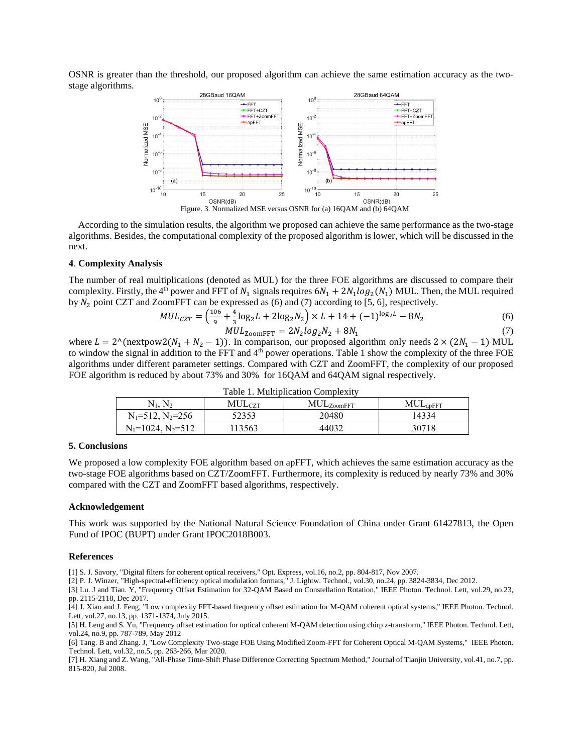OSNR is greater than the threshold, our proposed algorithm can achieve the same estimation accuracy as the two-stage algorithms.

28GBaud 16QAM

28GBaud 64QAM

FFT
FFT+CZT
FFT+ZoomFFT
apFFT

Normalized MSE

OSNR(dB)

(a)

(b)

Figure. 3. Normalized MSE versus OSNR for (a) 16QAM and (b) 64QAM

According to the simulation results, the algorithm we proposed can achieve the same performance as the two-stage algorithms. Besides, the computational complexity of the proposed algorithm is lower, which will be discussed in the next.

## 4. Complexity Analysis

The number of real multiplications (denoted as MUL) for the three FOE algorithms are discussed to compare their complexity. Firstly, the 4th power and FFT of $N_1$ signals requires $6N_1 + 2N_1 log_2(N_1)$ MUL. Then, the MUL required by $N_2$ point CZT and ZoomFFT can be expressed as (6) and (7) according to [5, 6], respectively.

$$MUL_{CZT} = \left(\frac{106}{9} + \frac{4}{3}\log_2 L + 2\log_2 N_2\right) \times L + 14 + (-1)^{\log_2 L} - 8N_2 \tag{6}$$

$$MUL_{\text{ZoomFFT}} = 2N_2 log_2 N_2 + 8N_1 \tag{7}$$

where $L = 2\text{^}(\text{nextpow2}(N_1 + N_2 - 1))$. In comparison, our proposed algorithm only needs $2 \times (2N_1 - 1)$ MUL to window the signal in addition to the FFT and 4th power operations. Table 1 show the complexity of the three FOE algorithms under different parameter settings. Compared with CZT and ZoomFFT, the complexity of our proposed FOE algorithm is reduced by about 73% and 30% for 16QAM and 64QAM signal respectively.

Table 1. Multiplication Complexity

| $N_1$, $N_2$ | $MUL_{CZT}$ | $MUL_{ZoomFFT}$ | $MUL_{apFFT}$ |
|---|---|---|---|
| $N_1$=512, $N_2$=256 | 52353 | 20480 | 14334 |
| $N_1$=1024, $N_2$=512 | 113563 | 44032 | 30718 |

## 5. Conclusions

We proposed a low complexity FOE algorithm based on apFFT, which achieves the same estimation accuracy as the two-stage FOE algorithms based on CZT/ZoomFFT. Furthermore, its complexity is reduced by nearly 73% and 30% compared with the CZT and ZoomFFT based algorithms, respectively.

### Acknowledgement

This work was supported by the National Natural Science Foundation of China under Grant 61427813, the Open Fund of IPOC (BUPT) under Grant IPOC2018B003.

### References

[1] S. J. Savory, "Digital filters for coherent optical receivers," Opt. Express, vol.16, no.2, pp. 804-817, Nov 2007.

[2] P. J. Winzer, "High-spectral-efficiency optical modulation formats," J. Lightw. Technol., vol.30, no.24, pp. 3824-3834, Dec 2012.

[3] Lu. J and Tian. Y, "Frequency Offset Estimation for 32-QAM Based on Constellation Rotation," IEEE Photon. Technol. Lett, vol.29, no.23, pp. 2115-2118, Dec 2017.

[4] J. Xiao and J. Feng, "Low complexity FFT-based frequency offset estimation for M-QAM coherent optical systems," IEEE Photon. Technol. Lett, vol.27, no.13, pp. 1371-1374, July 2015.

[5] H. Leng and S. Yu, "Frequency offset estimation for optical coherent M-QAM detection using chirp z-transform," IEEE Photon. Technol. Lett, vol.24, no.9, pp. 787-789, May 2012

[6] Tang. B and Zhang. J, "Low Complexity Two-stage FOE Using Modified Zoom-FFT for Coherent Optical M-QAM Systems," IEEE Photon. Technol. Lett, vol.32, no.5, pp. 263-266, Mar 2020.

[7] H. Xiang and Z. Wang, "All-Phase Time-Shift Phase Difference Correcting Spectrum Method," Journal of Tianjin University, vol.41, no.7, pp. 815-820, Jul 2008.